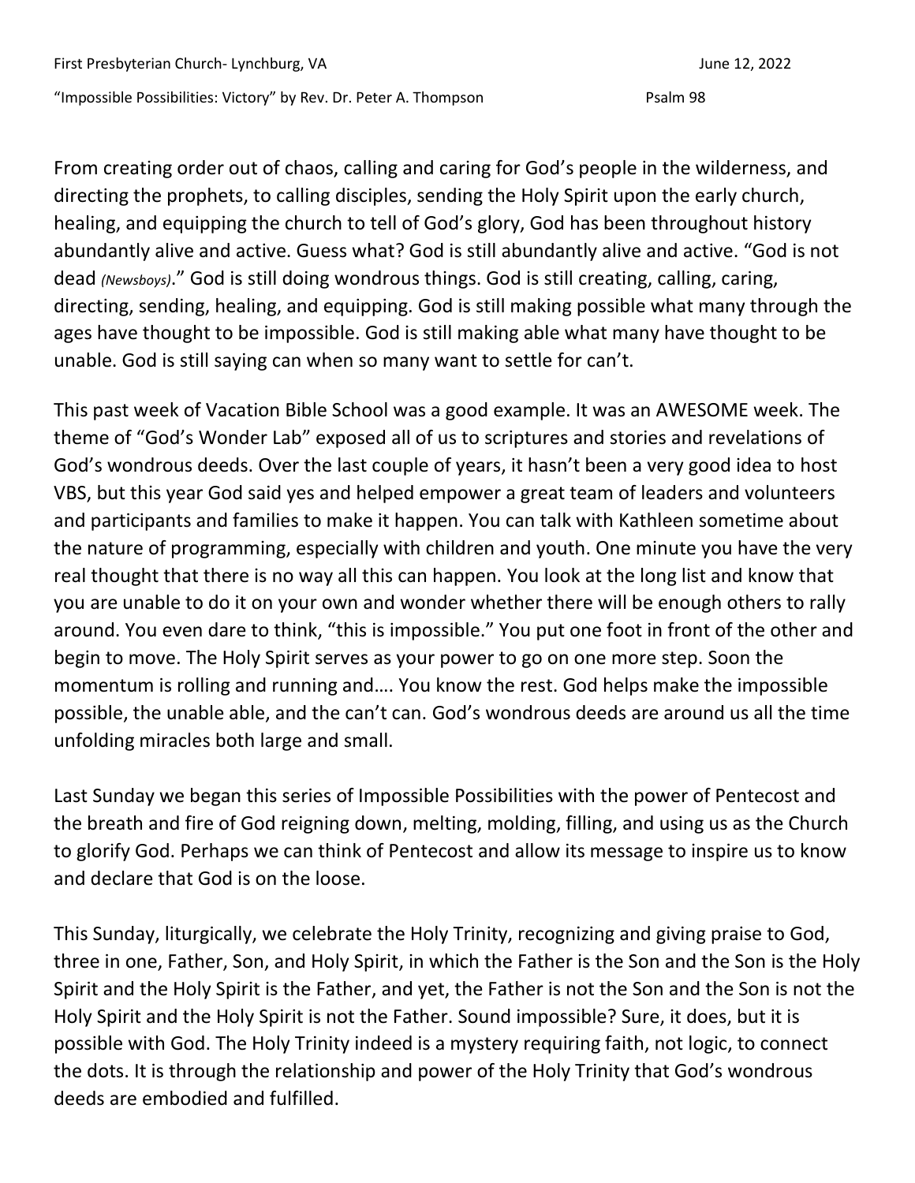First Presbyterian Church- Lynchburg, VA June 12, 2022

"Impossible Possibilities: Victory" by Rev. Dr. Peter A. Thompson Psalm 98

From creating order out of chaos, calling and caring for God's people in the wilderness, and directing the prophets, to calling disciples, sending the Holy Spirit upon the early church, healing, and equipping the church to tell of God's glory, God has been throughout history abundantly alive and active. Guess what? God is still abundantly alive and active. "God is not dead *(Newsboys)*." God is still doing wondrous things. God is still creating, calling, caring, directing, sending, healing, and equipping. God is still making possible what many through the ages have thought to be impossible. God is still making able what many have thought to be unable. God is still saying can when so many want to settle for can't.

This past week of Vacation Bible School was a good example. It was an AWESOME week. The theme of "God's Wonder Lab" exposed all of us to scriptures and stories and revelations of God's wondrous deeds. Over the last couple of years, it hasn't been a very good idea to host VBS, but this year God said yes and helped empower a great team of leaders and volunteers and participants and families to make it happen. You can talk with Kathleen sometime about the nature of programming, especially with children and youth. One minute you have the very real thought that there is no way all this can happen. You look at the long list and know that you are unable to do it on your own and wonder whether there will be enough others to rally around. You even dare to think, "this is impossible." You put one foot in front of the other and begin to move. The Holy Spirit serves as your power to go on one more step. Soon the momentum is rolling and running and…. You know the rest. God helps make the impossible possible, the unable able, and the can't can. God's wondrous deeds are around us all the time unfolding miracles both large and small.

Last Sunday we began this series of Impossible Possibilities with the power of Pentecost and the breath and fire of God reigning down, melting, molding, filling, and using us as the Church to glorify God. Perhaps we can think of Pentecost and allow its message to inspire us to know and declare that God is on the loose.

This Sunday, liturgically, we celebrate the Holy Trinity, recognizing and giving praise to God, three in one, Father, Son, and Holy Spirit, in which the Father is the Son and the Son is the Holy Spirit and the Holy Spirit is the Father, and yet, the Father is not the Son and the Son is not the Holy Spirit and the Holy Spirit is not the Father. Sound impossible? Sure, it does, but it is possible with God. The Holy Trinity indeed is a mystery requiring faith, not logic, to connect the dots. It is through the relationship and power of the Holy Trinity that God's wondrous deeds are embodied and fulfilled.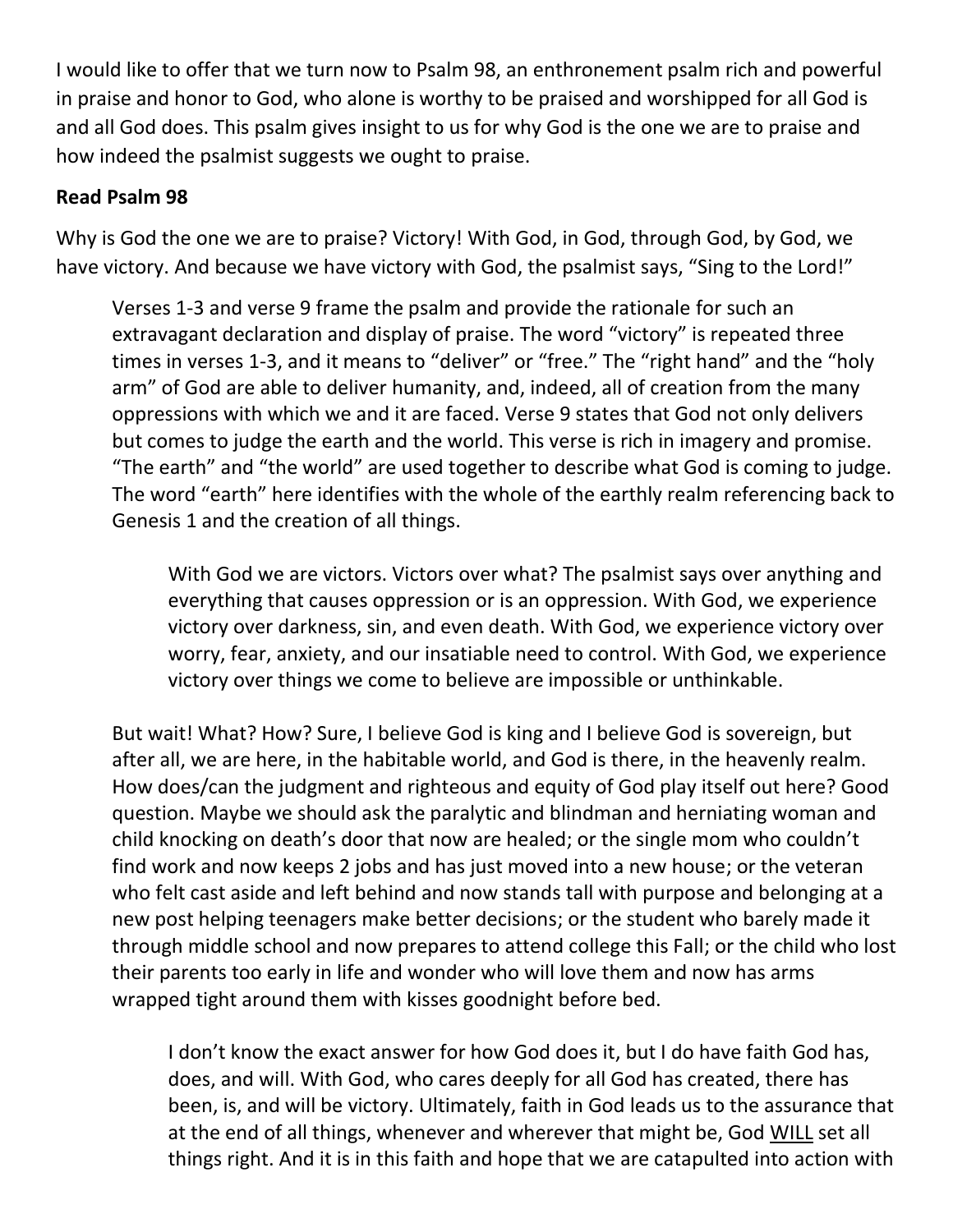I would like to offer that we turn now to Psalm 98, an enthronement psalm rich and powerful in praise and honor to God, who alone is worthy to be praised and worshipped for all God is and all God does. This psalm gives insight to us for why God is the one we are to praise and how indeed the psalmist suggests we ought to praise.

**Read Psalm 98**

Why is God the one we are to praise? Victory! With God, in God, through God, by God, we have victory. And because we have victory with God, the psalmist says, "Sing to the Lord!"

> Verses 1-3 and verse 9 frame the psalm and provide the rationale for such an extravagant declaration and display of praise. The word "victory" is repeated three times in verses 1-3, and it means to "deliver" or "free." The "right hand" and the "holy arm" of God are able to deliver humanity, and, indeed, all of creation from the many oppressions with which we and it are faced. Verse 9 states that God not only delivers but comes to judge the earth and the world. This verse is rich in imagery and promise. "The earth" and "the world" are used together to describe what God is coming to judge. The word "earth" here identifies with the whole of the earthly realm referencing back to Genesis 1 and the creation of all things.
>
> > With God we are victors. Victors over what? The psalmist says over anything and everything that causes oppression or is an oppression. With God, we experience victory over darkness, sin, and even death. With God, we experience victory over worry, fear, anxiety, and our insatiable need to control. With God, we experience victory over things we come to believe are impossible or unthinkable.
>
> But wait! What? How? Sure, I believe God is king and I believe God is sovereign, but after all, we are here, in the habitable world, and God is there, in the heavenly realm. How does/can the judgment and righteous and equity of God play itself out here? Good question. Maybe we should ask the paralytic and blindman and herniating woman and child knocking on death's door that now are healed; or the single mom who couldn't find work and now keeps 2 jobs and has just moved into a new house; or the veteran who felt cast aside and left behind and now stands tall with purpose and belonging at a new post helping teenagers make better decisions; or the student who barely made it through middle school and now prepares to attend college this Fall; or the child who lost their parents too early in life and wonder who will love them and now has arms wrapped tight around them with kisses goodnight before bed.
>
> > I don't know the exact answer for how God does it, but I do have faith God has, does, and will. With God, who cares deeply for all God has created, there has been, is, and will be victory. Ultimately, faith in God leads us to the assurance that at the end of all things, whenever and wherever that might be, God <u>WILL</u> set all things right. And it is in this faith and hope that we are catapulted into action with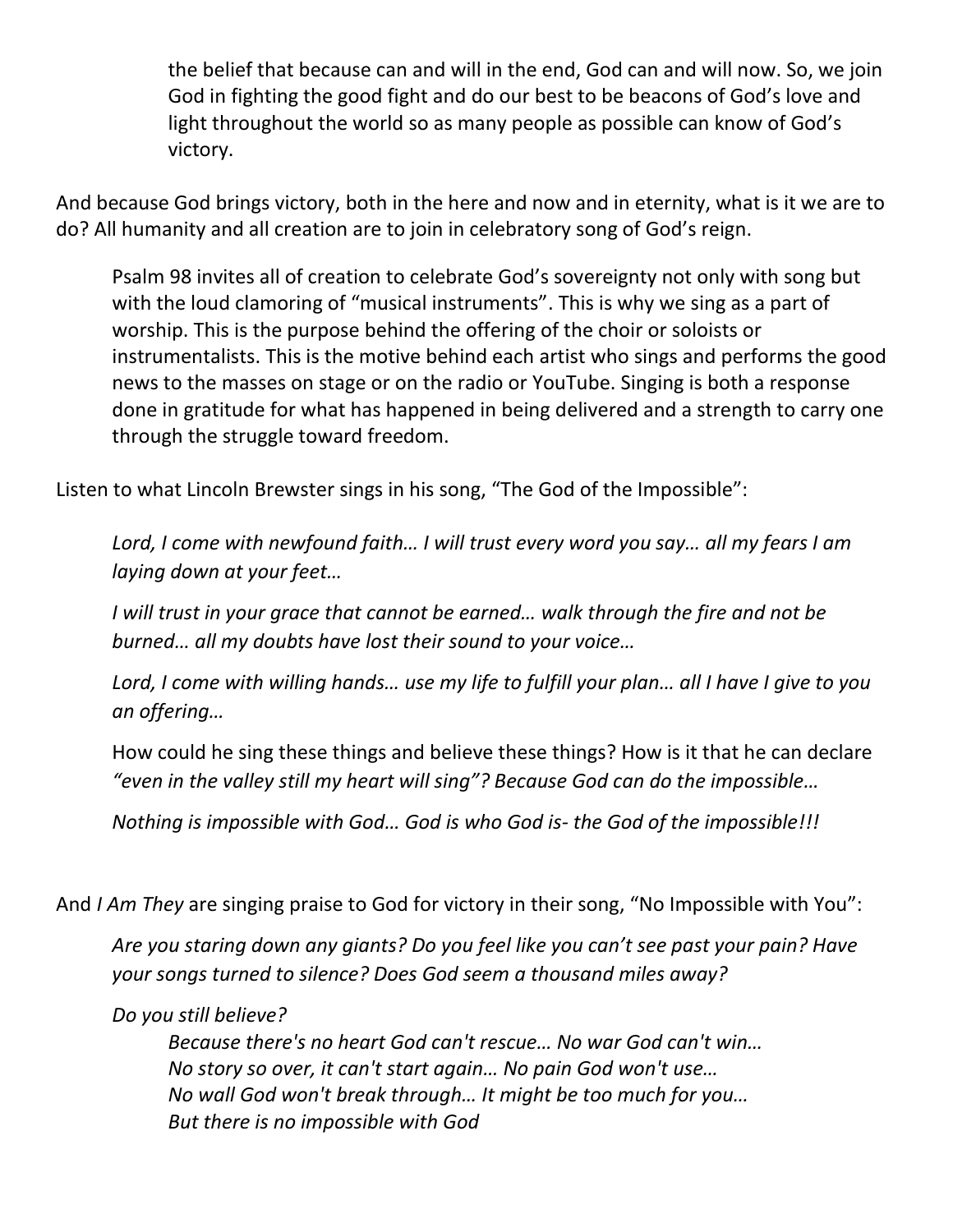the belief that because can and will in the end, God can and will now. So, we join God in fighting the good fight and do our best to be beacons of God's love and light throughout the world so as many people as possible can know of God's victory.

And because God brings victory, both in the here and now and in eternity, what is it we are to do? All humanity and all creation are to join in celebratory song of God's reign.

Psalm 98 invites all of creation to celebrate God's sovereignty not only with song but with the loud clamoring of "musical instruments". This is why we sing as a part of worship. This is the purpose behind the offering of the choir or soloists or instrumentalists. This is the motive behind each artist who sings and performs the good news to the masses on stage or on the radio or YouTube. Singing is both a response done in gratitude for what has happened in being delivered and a strength to carry one through the struggle toward freedom.

Listen to what Lincoln Brewster sings in his song, "The God of the Impossible":

*Lord, I come with newfound faith… I will trust every word you say… all my fears I am laying down at your feet…*

*I will trust in your grace that cannot be earned… walk through the fire and not be burned… all my doubts have lost their sound to your voice…*

*Lord, I come with willing hands… use my life to fulfill your plan… all I have I give to you an offering…*

How could he sing these things and believe these things? How is it that he can declare *"even in the valley still my heart will sing"? Because God can do the impossible…*

*Nothing is impossible with God… God is who God is- the God of the impossible!!!*

And *I Am They* are singing praise to God for victory in their song, "No Impossible with You":

*Are you staring down any giants? Do you feel like you can't see past your pain? Have your songs turned to silence? Does God seem a thousand miles away?*

*Do you still believe?*

*Because there's no heart God can't rescue… No war God can't win…*
*No story so over, it can't start again… No pain God won't use…*
*No wall God won't break through… It might be too much for you…*
*But there is no impossible with God*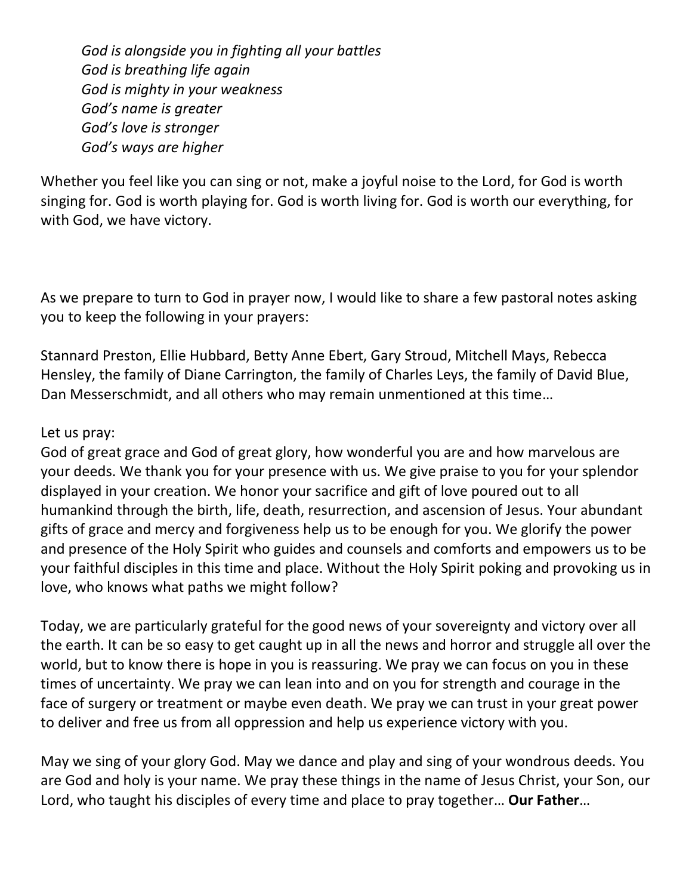*God is alongside you in fighting all your battles*
*God is breathing life again*
*God is mighty in your weakness*
*God's name is greater*
*God's love is stronger*
*God's ways are higher*

Whether you feel like you can sing or not, make a joyful noise to the Lord, for God is worth singing for. God is worth playing for. God is worth living for. God is worth our everything, for with God, we have victory.

As we prepare to turn to God in prayer now, I would like to share a few pastoral notes asking you to keep the following in your prayers:

Stannard Preston, Ellie Hubbard, Betty Anne Ebert, Gary Stroud, Mitchell Mays, Rebecca Hensley, the family of Diane Carrington, the family of Charles Leys, the family of David Blue, Dan Messerschmidt, and all others who may remain unmentioned at this time…

Let us pray:
God of great grace and God of great glory, how wonderful you are and how marvelous are your deeds. We thank you for your presence with us. We give praise to you for your splendor displayed in your creation. We honor your sacrifice and gift of love poured out to all humankind through the birth, life, death, resurrection, and ascension of Jesus. Your abundant gifts of grace and mercy and forgiveness help us to be enough for you. We glorify the power and presence of the Holy Spirit who guides and counsels and comforts and empowers us to be your faithful disciples in this time and place. Without the Holy Spirit poking and provoking us in love, who knows what paths we might follow?

Today, we are particularly grateful for the good news of your sovereignty and victory over all the earth. It can be so easy to get caught up in all the news and horror and struggle all over the world, but to know there is hope in you is reassuring. We pray we can focus on you in these times of uncertainty. We pray we can lean into and on you for strength and courage in the face of surgery or treatment or maybe even death. We pray we can trust in your great power to deliver and free us from all oppression and help us experience victory with you.

May we sing of your glory God. May we dance and play and sing of your wondrous deeds. You are God and holy is your name. We pray these things in the name of Jesus Christ, your Son, our Lord, who taught his disciples of every time and place to pray together… **Our Father**…